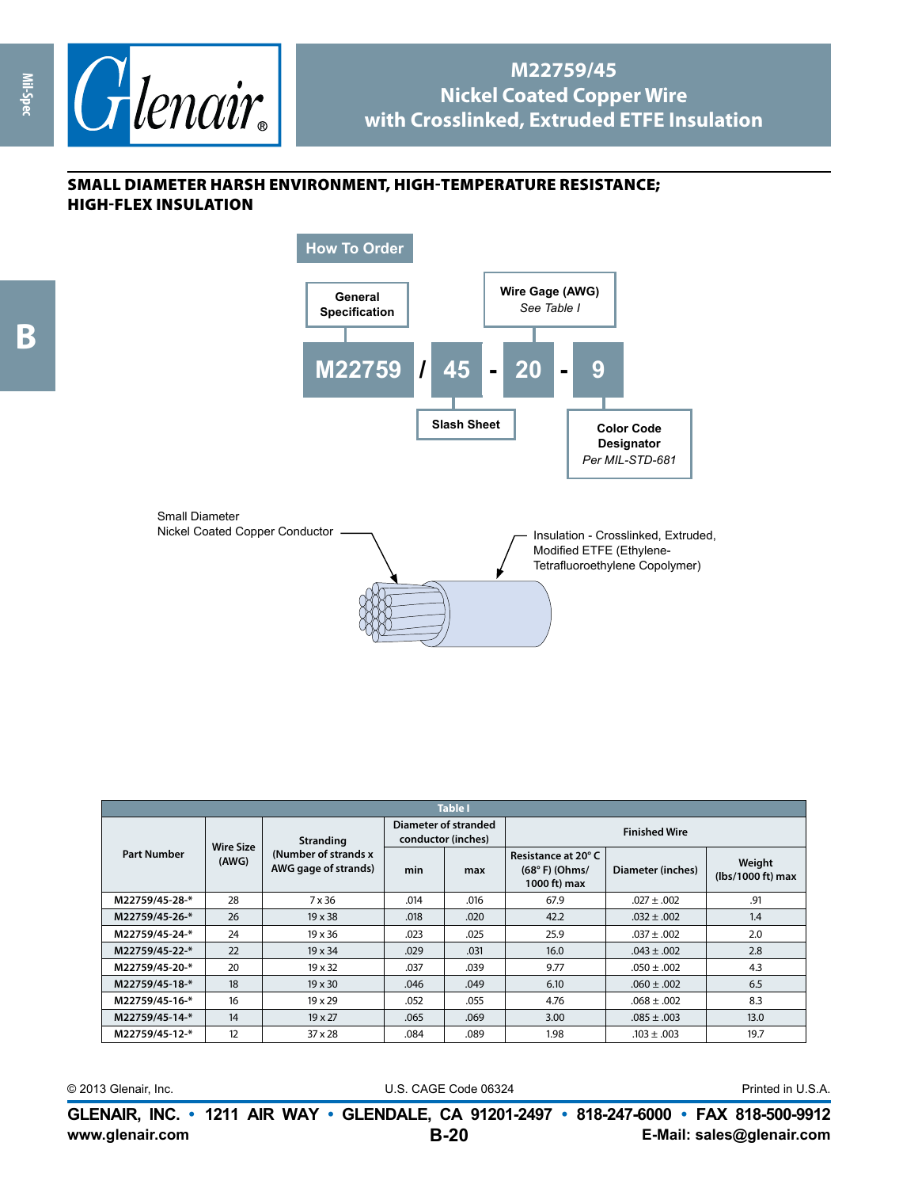# M22759/45
## Nickel Coated Copper Wire with Crosslinked, Extruded ETFE Insulation

### SMALL DIAMETER HARSH ENVIRONMENT, HIGH-TEMPERATURE RESISTANCE; HIGH-FLEX INSULATION

**How To Order**

M22759 / 45 - 20 - 9

- **General Specification**: M22759
- **Slash Sheet**: 45
- **Wire Gage (AWG)**: 20 — *See Table I*
- **Color Code Designator**: 9 — *Per MIL-STD-681*

Small Diameter Nickel Coated Copper Conductor

Insulation - Crosslinked, Extruded, Modified ETFE (Ethylene-Tetrafluoroethylene Copolymer)

**Table I**

| Part Number | Wire Size (AWG) | Stranding (Number of strands x AWG gage of strands) | Diameter of stranded conductor (inches) | | Finished Wire | | |
|---|---|---|---|---|---|---|---|
| | | | min | max | Resistance at 20° C (68° F) (Ohms/ 1000 ft) max | Diameter (inches) | Weight (lbs/1000 ft) max |
| M22759/45-28-* | 28 | 7 x 36 | .014 | .016 | 67.9 | .027 ± .002 | .91 |
| M22759/45-26-* | 26 | 19 x 38 | .018 | .020 | 42.2 | .032 ± .002 | 1.4 |
| M22759/45-24-* | 24 | 19 x 36 | .023 | .025 | 25.9 | .037 ± .002 | 2.0 |
| M22759/45-22-* | 22 | 19 x 34 | .029 | .031 | 16.0 | .043 ± .002 | 2.8 |
| M22759/45-20-* | 20 | 19 x 32 | .037 | .039 | 9.77 | .050 ± .002 | 4.3 |
| M22759/45-18-* | 18 | 19 x 30 | .046 | .049 | 6.10 | .060 ± .002 | 6.5 |
| M22759/45-16-* | 16 | 19 x 29 | .052 | .055 | 4.76 | .068 ± .002 | 8.3 |
| M22759/45-14-* | 14 | 19 x 27 | .065 | .069 | 3.00 | .085 ± .003 | 13.0 |
| M22759/45-12-* | 12 | 37 x 28 | .084 | .089 | 1.98 | .103 ± .003 | 19.7 |

© 2013 Glenair, Inc. U.S. CAGE Code 06324 Printed in U.S.A.

**GLENAIR, INC. • 1211 AIR WAY • GLENDALE, CA 91201-2497 • 818-247-6000 • FAX 818-500-9912**
**www.glenair.com** **E-Mail: sales@glenair.com**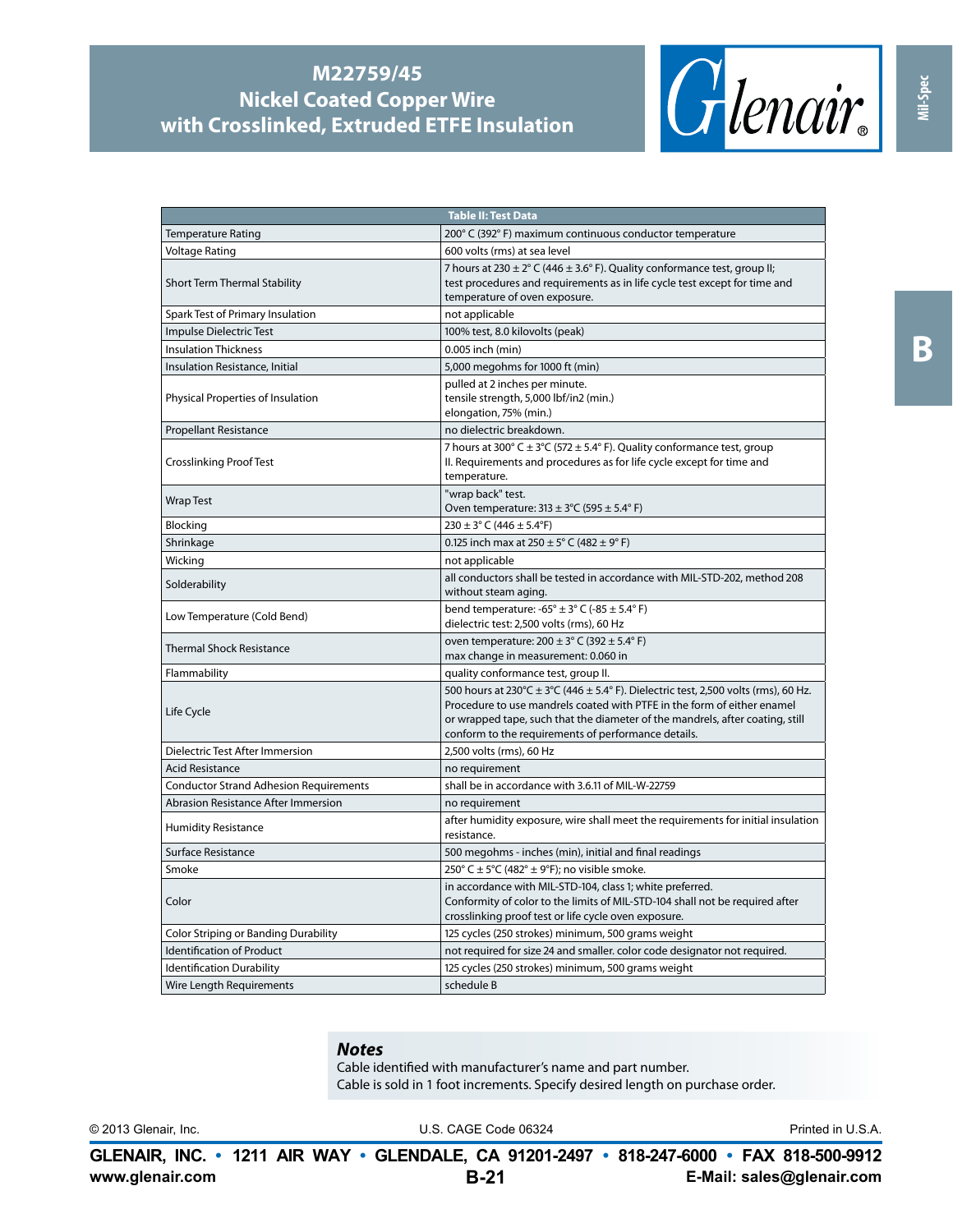# M22759/45
## Nickel Coated Copper Wire with Crosslinked, Extruded ETFE Insulation

| Table II: Test Data | |
|---|---|
| Temperature Rating | 200° C (392° F) maximum continuous conductor temperature |
| Voltage Rating | 600 volts (rms) at sea level |
| Short Term Thermal Stability | 7 hours at 230 ± 2° C (446 ± 3.6° F). Quality conformance test, group II; test procedures and requirements as in life cycle test except for time and temperature of oven exposure. |
| Spark Test of Primary Insulation | not applicable |
| Impulse Dielectric Test | 100% test, 8.0 kilovolts (peak) |
| Insulation Thickness | 0.005 inch (min) |
| Insulation Resistance, Initial | 5,000 megohms for 1000 ft (min) |
| Physical Properties of Insulation | pulled at 2 inches per minute. tensile strength, 5,000 lbf/in2 (min.) elongation, 75% (min.) |
| Propellant Resistance | no dielectric breakdown. |
| Crosslinking Proof Test | 7 hours at 300° C ± 3°C (572 ± 5.4° F). Quality conformance test, group II. Requirements and procedures as for life cycle except for time and temperature. |
| Wrap Test | "wrap back" test. Oven temperature: 313 ± 3°C (595 ± 5.4° F) |
| Blocking | 230 ± 3° C (446 ± 5.4°F) |
| Shrinkage | 0.125 inch max at 250 ± 5° C (482 ± 9° F) |
| Wicking | not applicable |
| Solderability | all conductors shall be tested in accordance with MIL-STD-202, method 208 without steam aging. |
| Low Temperature (Cold Bend) | bend temperature: -65° ± 3° C (-85 ± 5.4° F) dielectric test: 2,500 volts (rms), 60 Hz |
| Thermal Shock Resistance | oven temperature: 200 ± 3° C (392 ± 5.4° F) max change in measurement: 0.060 in |
| Flammability | quality conformance test, group II. |
| Life Cycle | 500 hours at 230°C ± 3°C (446 ± 5.4° F). Dielectric test, 2,500 volts (rms), 60 Hz. Procedure to use mandrels coated with PTFE in the form of either enamel or wrapped tape, such that the diameter of the mandrels, after coating, still conform to the requirements of performance details. |
| Dielectric Test After Immersion | 2,500 volts (rms), 60 Hz |
| Acid Resistance | no requirement |
| Conductor Strand Adhesion Requirements | shall be in accordance with 3.6.11 of MIL-W-22759 |
| Abrasion Resistance After Immersion | no requirement |
| Humidity Resistance | after humidity exposure, wire shall meet the requirements for initial insulation resistance. |
| Surface Resistance | 500 megohms - inches (min), initial and final readings |
| Smoke | 250° C ± 5°C (482° ± 9°F); no visible smoke. |
| Color | in accordance with MIL-STD-104, class 1; white preferred. Conformity of color to the limits of MIL-STD-104 shall not be required after crosslinking proof test or life cycle oven exposure. |
| Color Striping or Banding Durability | 125 cycles (250 strokes) minimum, 500 grams weight |
| Identification of Product | not required for size 24 and smaller. color code designator not required. |
| Identification Durability | 125 cycles (250 strokes) minimum, 500 grams weight |
| Wire Length Requirements | schedule B |

### *Notes*

Cable identified with manufacturer's name and part number.
Cable is sold in 1 foot increments. Specify desired length on purchase order.